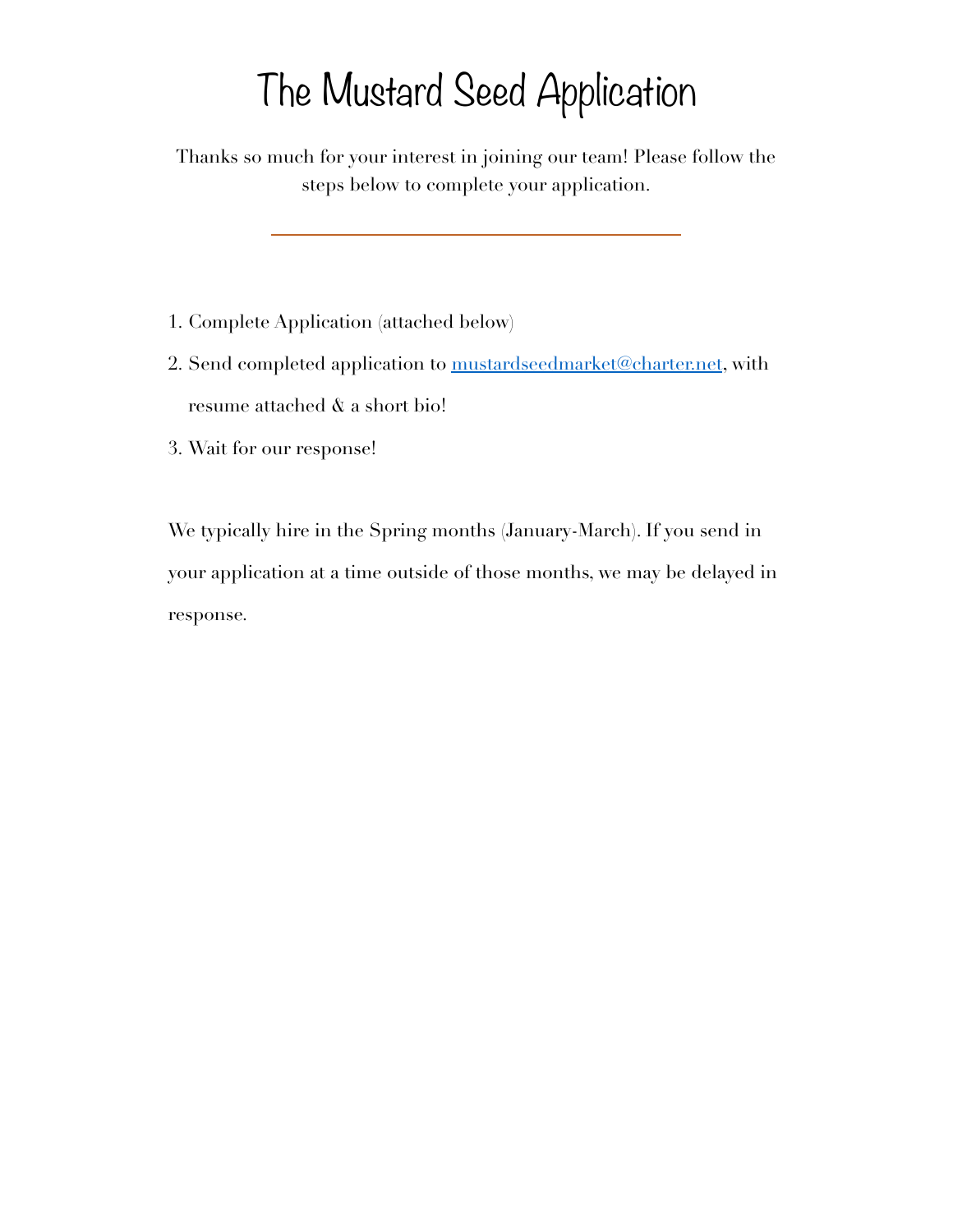# The Mustard Seed Application

Thanks so much for your interest in joining our team! Please follow the steps below to complete your application.

---

1. Complete Application (attached below)
2. Send completed application to [mustardseedmarket@charter.net](mailto:mustardseedmarket@charter.net), with resume attached & a short bio!
3. Wait for our response!

We typically hire in the Spring months (January-March). If you send in your application at a time outside of those months, we may be delayed in response.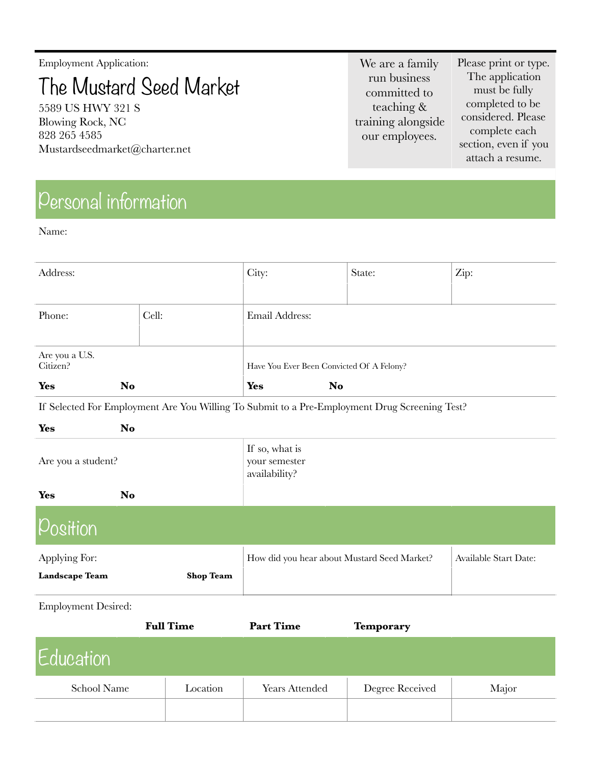Employment Application:

# The Mustard Seed Market

5589 US HWY 321 S
Blowing Rock, NC
828 265 4585
Mustardseedmarket@charter.net

We are a family run business committed to teaching & training alongside our employees.

Please print or type. The application must be fully completed to be considered. Please complete each section, even if you attach a resume.

## Personal information

Name:

| Address: | | City: | State: | Zip: |
|---|---|---|---|---|
| Phone: | Cell: | Email Address: | | |

| Are you a U.S. Citizen? | | Have You Ever Been Convicted Of A Felony? | |
|---|---|---|---|
| **Yes** | **No** | **Yes** | **No** |

If Selected For Employment Are You Willing To Submit to a Pre-Employment Drug Screening Test?

**Yes** **No**

| Are you a student? | | If so, what is your semester availability? |
|---|---|---|
| **Yes** | **No** | |

## Position

| Applying For: | | How did you hear about Mustard Seed Market? | Available Start Date: |
|---|---|---|---|
| **Landscape Team** | **Shop Team** | | |

Employment Desired:

**Full Time** **Part Time** **Temporary**

## Education

| School Name | Location | Years Attended | Degree Received | Major |
|---|---|---|---|---|
| | | | | |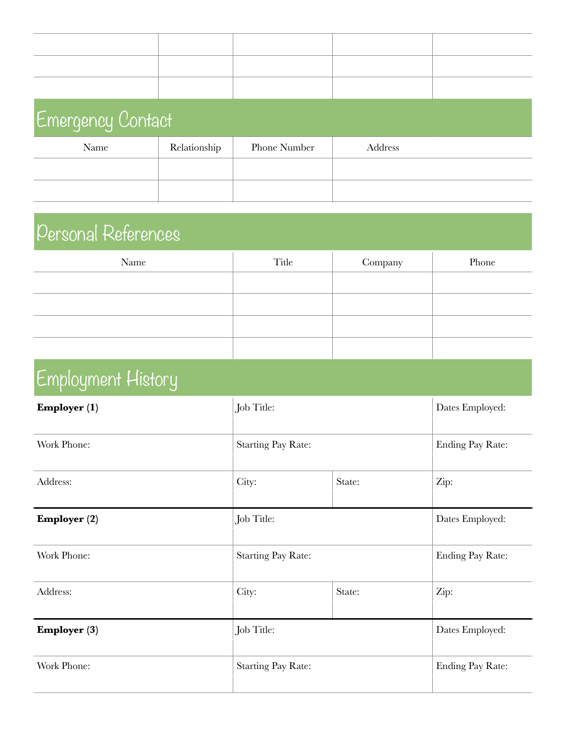| | | | | |
|---|---|---|---|---|
| | | | | |
| | | | | |
| | | | | |

## Emergency Contact

| Name | Relationship | Phone Number | Address |
|---|---|---|---|
| | | | |
| | | | |

## Personal References

| Name | Title | Company | Phone |
|---|---|---|---|
| | | | |
| | | | |
| | | | |
| | | | |

## Employment History

| **Employer (1)** | Job Title: | | Dates Employed: |
|---|---|---|---|
| Work Phone: | Starting Pay Rate: | | Ending Pay Rate: |
| Address: | City: | State: | Zip: |
| **Employer (2)** | Job Title: | | Dates Employed: |
| Work Phone: | Starting Pay Rate: | | Ending Pay Rate: |
| Address: | City: | State: | Zip: |
| **Employer (3)** | Job Title: | | Dates Employed: |
| Work Phone: | Starting Pay Rate: | | Ending Pay Rate: |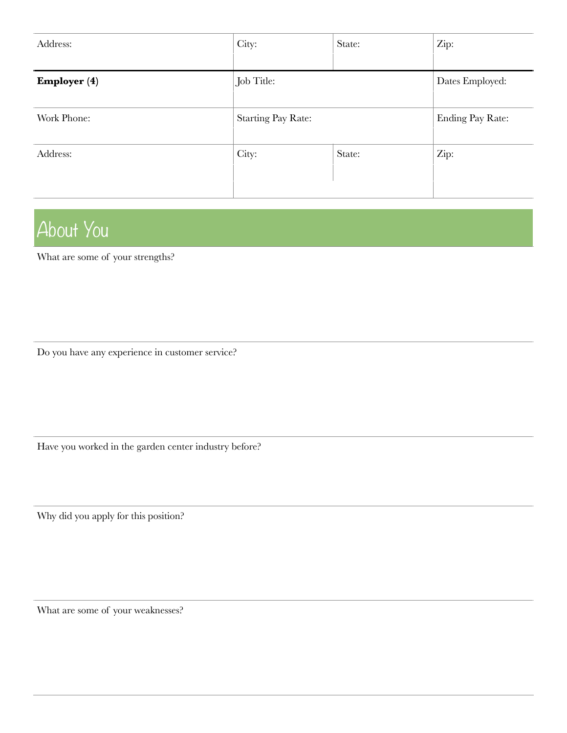| Address: | City: | State: | Zip: |
|---|---|---|---|
| | | | |
| **Employer (4)** | Job Title: | | Dates Employed: |
| | | | |
| Work Phone: | Starting Pay Rate: | | Ending Pay Rate: |
| | | | |
| Address: | City: | State: | Zip: |
| | | | |

## About You

What are some of your strengths?

Do you have any experience in customer service?

Have you worked in the garden center industry before?

Why did you apply for this position?

What are some of your weaknesses?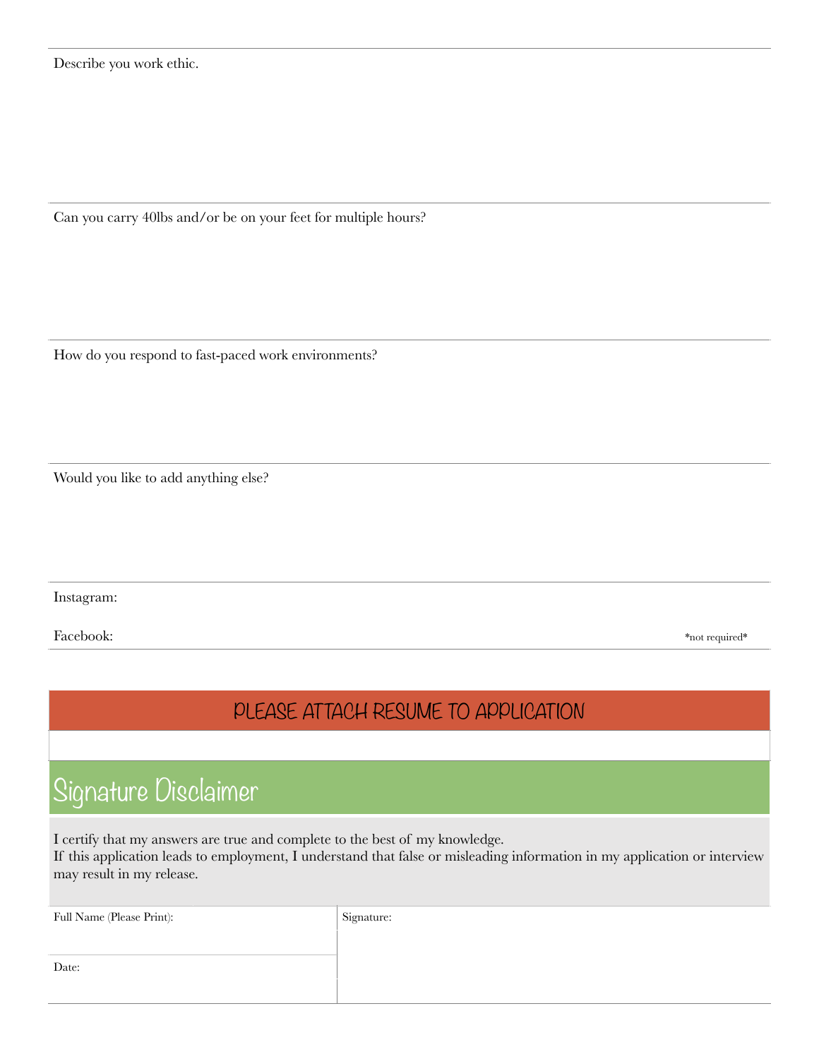Describe you work ethic.

Can you carry 40lbs and/or be on your feet for multiple hours?

How do you respond to fast-paced work environments?

Would you like to add anything else?

Instagram:

Facebook: *not required*

## PLEASE ATTACH RESUME TO APPLICATION

## Signature Disclaimer

I certify that my answers are true and complete to the best of my knowledge.
If this application leads to employment, I understand that false or misleading information in my application or interview may result in my release.

| | |
|---|---|
| Full Name (Please Print): | Signature: |
| Date: | |